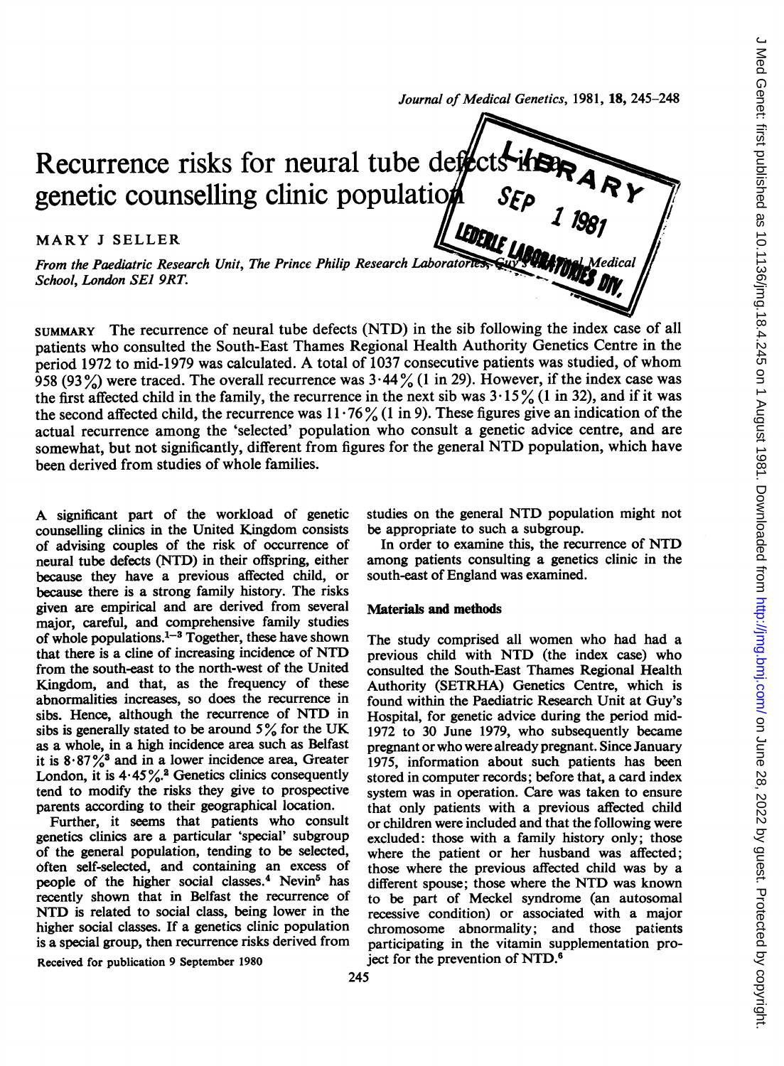# Recurrence risks for neural tube defects in a genetic counselling clinic population

MARY J SELLER

*From the Paediatric Research Unit, The Prince Philip Research Laboratories, Guy's Hospital Medical School, London SE1 9RT.*

SUMMARY The recurrence of neural tube defects (NTD) in the sib following the index case of all patients who consulted the South-East Thames Regional Health Authority Genetics Centre in the period 1972 to mid-1979 was calculated. A total of 1037 consecutive patients was studied, of whom 958 (93%) were traced. The overall recurrence was 3·44% (1 in 29). However, if the index case was the first affected child in the family, the recurrence in the next sib was 3·15% (1 in 32), and if it was the second affected child, the recurrence was 11·76% (1 in 9). These figures give an indication of the actual recurrence among the 'selected' population who consult a genetic advice centre, and are somewhat, but not significantly, different from figures for the general NTD population, which have been derived from studies of whole families.

A significant part of the workload of genetic counselling clinics in the United Kingdom consists of advising couples of the risk of occurrence of neural tube defects (NTD) in their offspring, either because they have a previous affected child, or because there is a strong family history. The risks given are empirical and are derived from several major, careful, and comprehensive family studies of whole populations.[1–3] Together, these have shown that there is a cline of increasing incidence of NTD from the south-east to the north-west of the United Kingdom, and that, as the frequency of these abnormalities increases, so does the recurrence in sibs. Hence, although the recurrence of NTD in sibs is generally stated to be around 5% for the UK as a whole, in a high incidence area such as Belfast it is 8·87%[3] and in a lower incidence area, Greater London, it is 4·45%.[2] Genetics clinics consequently tend to modify the risks they give to prospective parents according to their geographical location.

Further, it seems that patients who consult genetics clinics are a particular 'special' subgroup of the general population, tending to be selected, often self-selected, and containing an excess of people of the higher social classes.[4] Nevin[5] has recently shown that in Belfast the recurrence of NTD is related to social class, being lower in the higher social classes. If a genetics clinic population is a special group, then recurrence risks derived from studies on the general NTD population might not be appropriate to such a subgroup.

In order to examine this, the recurrence of NTD among patients consulting a genetics clinic in the south-east of England was examined.

## Materials and methods

The study comprised all women who had had a previous child with NTD (the index case) who consulted the South-East Thames Regional Health Authority (SETRHA) Genetics Centre, which is found within the Paediatric Research Unit at Guy's Hospital, for genetic advice during the period mid-1972 to 30 June 1979, who subsequently became pregnant or who were already pregnant. Since January 1975, information about such patients has been stored in computer records; before that, a card index system was in operation. Care was taken to ensure that only patients with a previous affected child or children were included and that the following were excluded: those with a family history only; those where the patient or her husband was affected; those where the previous affected child was by a different spouse; those where the NTD was known to be part of Meckel syndrome (an autosomal recessive condition) or associated with a major chromosome abnormality; and those patients participating in the vitamin supplementation project for the prevention of NTD.[6]

Received for publication 9 September 1980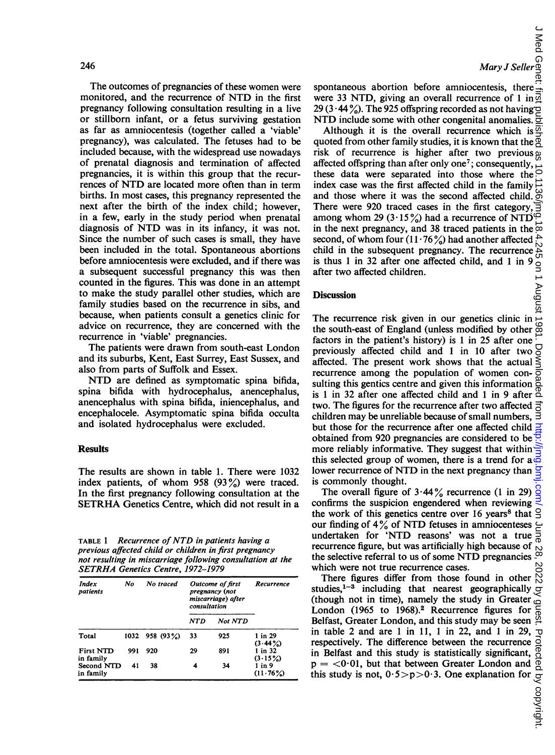The outcomes of pregnancies of these women were monitored, and the recurrence of NTD in the first pregnancy following consultation resulting in a live or stillborn infant, or a fetus surviving gestation as far as amniocentesis (together called a 'viable' pregnancy), was calculated. The fetuses had to be included because, with the widespread use nowadays of prenatal diagnosis and termination of affected pregnancies, it is within this group that the recurrences of NTD are located more often than in term births. In most cases, this pregnancy represented the next after the birth of the index child; however, in a few, early in the study period when prenatal diagnosis of NTD was in its infancy, it was not. Since the number of such cases is small, they have been included in the total. Spontaneous abortions before amniocentesis were excluded, and if there was a subsequent successful pregnancy this was then counted in the figures. This was done in an attempt to make the study parallel other studies, which are family studies based on the recurrence in sibs, and because, when patients consult a genetics clinic for advice on recurrence, they are concerned with the recurrence in 'viable' pregnancies.

The patients were drawn from south-east London and its suburbs, Kent, East Surrey, East Sussex, and also from parts of Suffolk and Essex.

NTD are defined as symptomatic spina bifida, spina bifida with hydrocephalus, anencephalus, anencephalus with spina bifida, iniencephalus, and encephalocele. Asymptomatic spina bifida occulta and isolated hydrocephalus were excluded.

## Results

The results are shown in table 1. There were 1032 index patients, of whom 958 (93%) were traced. In the first pregnancy following consultation at the SETRHA Genetics Centre, which did not result in a spontaneous abortion before amniocentesis, there were 33 NTD, giving an overall recurrence of 1 in 29 (3·44%). The 925 offspring recorded as not having NTD include some with other congenital anomalies.

Although it is the overall recurrence which is quoted from other family studies, it is known that the risk of recurrence is higher after two previous affected offspring than after only one[7]; consequently, these data were separated into those where the index case was the first affected child in the family and those where it was the second affected child. There were 920 traced cases in the first category, among whom 29 (3·15%) had a recurrence of NTD in the next pregnancy, and 38 traced patients in the second, of whom four (11·76%) had another affected child in the subsequent pregnancy. The recurrence is thus 1 in 32 after one affected child, and 1 in 9 after two affected children.

TABLE 1 *Recurrence of NTD in patients having a previous affected child or children in first pregnancy not resulting in miscarriage following consultation at the SETRHA Genetics Centre, 1972–1979*

| Index patients | No | No traced | Outcome of first pregnancy (not miscarriage) after consultation | | Recurrence |
|---|---|---|---|---|---|
| | | | NTD | Not NTD | |
| Total | 1032 | 958 (93%) | 33 | 925 | 1 in 29 (3·44%) |
| First NTD in family | 991 | 920 | 29 | 891 | 1 in 32 (3·15%) |
| Second NTD in family | 41 | 38 | 4 | 34 | 1 in 9 (11·76%) |

## Discussion

The recurrence risk given in our genetics clinic in the south-east of England (unless modified by other factors in the patient's history) is 1 in 25 after one previously affected child and 1 in 10 after two affected. The present work shows that the actual recurrence among the population of women consulting this gentics centre and given this information is 1 in 32 after one affected child and 1 in 9 after two. The figures for the recurrence after two affected children may be unreliable because of small numbers, but those for the recurrence after one affected child obtained from 920 pregnancies are considered to be more reliably informative. They suggest that within this selected group of women, there is a trend for a lower recurrence of NTD in the next pregnancy than is commonly thought.

The overall figure of 3·44% recurrence (1 in 29) confirms the suspicion engendered when reviewing the work of this genetics centre over 16 years[8] that our finding of 4% of NTD fetuses in amniocenteses undertaken for 'NTD reasons' was not a true recurrence figure, but was artificially high because of the selective referral to us of some NTD pregnancies which were not true recurrence cases.

There figures differ from those found in other studies,[1–3] including that nearest geographically (though not in time), namely the study in Greater London (1965 to 1968).[2] Recurrence figures for Belfast, Greater London, and this study may be seen in table 2 and are 1 in 11, 1 in 22, and 1 in 29, respectively. The difference between the recurrence in Belfast and this study is statistically significant, $p = <0·01$, but that between Greater London and this study is not, $0·5>p>0·3$. One explanation for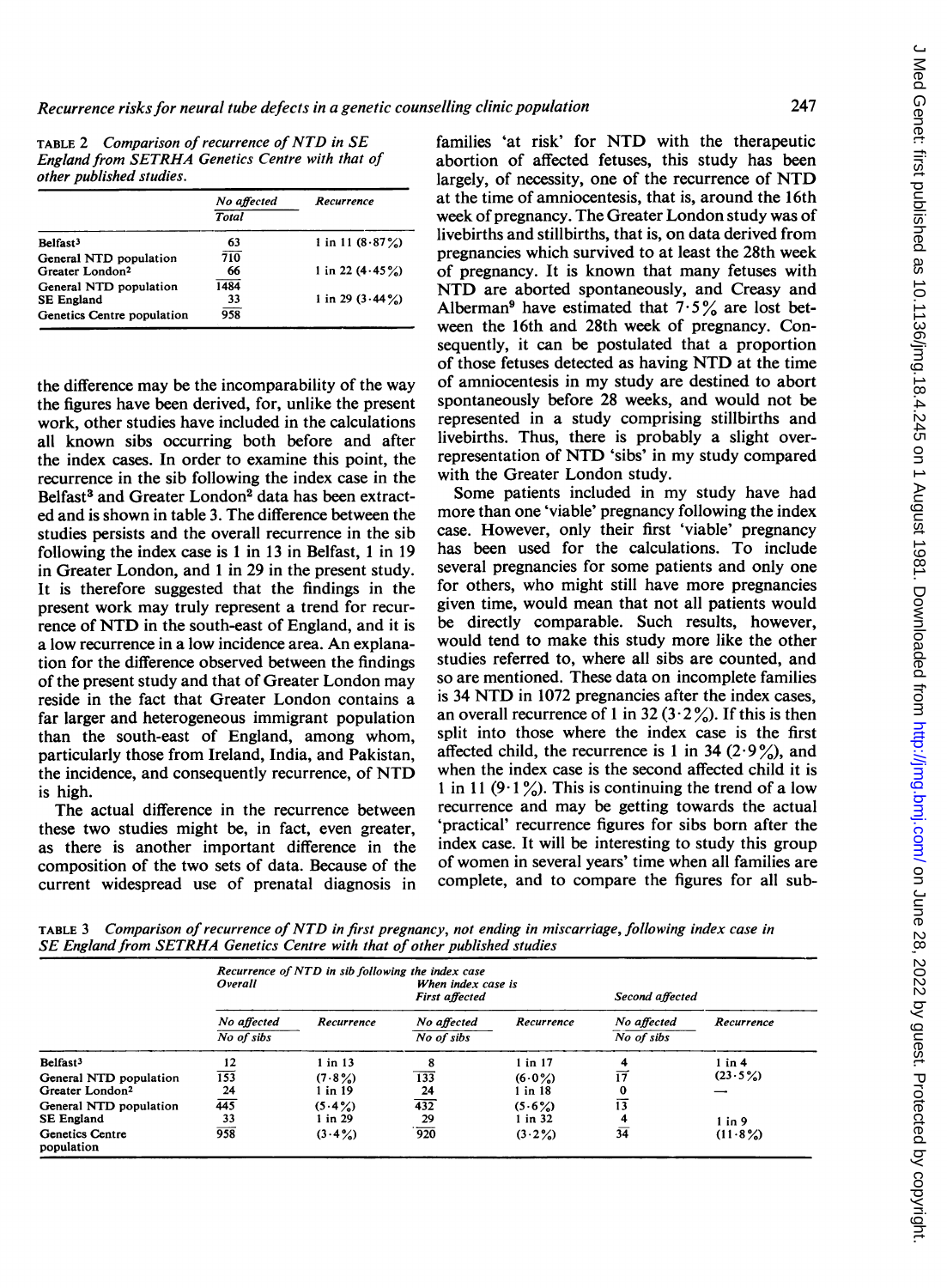TABLE 2 *Comparison of recurrence of NTD in SE England from SETRHA Genetics Centre with that of other published studies.*

| | No affected / Total | Recurrence |
|---|---|---|
| Belfast[3] General NTD population | 63 / 710 | 1 in 11 (8·87%) |
| Greater London[2] General NTD population | 66 / 1484 | 1 in 22 (4·45%) |
| SE England Genetics Centre population | 33 / 958 | 1 in 29 (3·44%) |

the difference may be the incomparability of the way the figures have been derived, for, unlike the present work, other studies have included in the calculations all known sibs occurring both before and after the index cases. In order to examine this point, the recurrence in the sib following the index case in the Belfast[3] and Greater London[2] data has been extracted and is shown in table 3. The difference between the studies persists and the overall recurrence in the sib following the index case is 1 in 13 in Belfast, 1 in 19 in Greater London, and 1 in 29 in the present study. It is therefore suggested that the findings in the present work may truly represent a trend for recurrence of NTD in the south-east of England, and it is a low recurrence in a low incidence area. An explanation for the difference observed between the findings of the present study and that of Greater London may reside in the fact that Greater London contains a far larger and heterogeneous immigrant population than the south-east of England, among whom, particularly those from Ireland, India, and Pakistan, the incidence, and consequently recurrence, of NTD is high.

The actual difference in the recurrence between these two studies might be, in fact, even greater, as there is another important difference in the composition of the two sets of data. Because of the current widespread use of prenatal diagnosis in families 'at risk' for NTD with the therapeutic abortion of affected fetuses, this study has been largely, of necessity, one of the recurrence of NTD at the time of amniocentesis, that is, around the 16th week of pregnancy. The Greater London study was of livebirths and stillbirths, that is, on data derived from pregnancies which survived to at least the 28th week of pregnancy. It is known that many fetuses with NTD are aborted spontaneously, and Creasy and Alberman[9] have estimated that 7·5% are lost between the 16th and 28th week of pregnancy. Consequently, it can be postulated that a proportion of those fetuses detected as having NTD at the time of amniocentesis in my study are destined to abort spontaneously before 28 weeks, and would not be represented in a study comprising stillbirths and livebirths. Thus, there is probably a slight over-representation of NTD 'sibs' in my study compared with the Greater London study.

Some patients included in my study have had more than one 'viable' pregnancy following the index case. However, only their first 'viable' pregnancy has been used for the calculations. To include several pregnancies for some patients and only one for others, who might still have more pregnancies given time, would mean that not all patients would be directly comparable. Such results, however, would tend to make this study more like the other studies referred to, where all sibs are counted, and so are mentioned. These data on incomplete families is 34 NTD in 1072 pregnancies after the index cases, an overall recurrence of 1 in 32 (3·2%). If this is then split into those where the index case is the first affected child, the recurrence is 1 in 34 (2·9%), and when the index case is the second affected child it is 1 in 11 (9·1%). This is continuing the trend of a low recurrence and may be getting towards the actual 'practical' recurrence figures for sibs born after the index case. It will be interesting to study this group of women in several years' time when all families are complete, and to compare the figures for all sub-

TABLE 3 *Comparison of recurrence of NTD in first pregnancy, not ending in miscarriage, following index case in SE England from SETRHA Genetics Centre with that of other published studies*

| | Recurrence of NTD in sib following the index case: Overall | | When index case is First affected | | Second affected | |
|---|---|---|---|---|---|---|
| | No affected / No of sibs | Recurrence | No affected / No of sibs | Recurrence | No affected / No of sibs | Recurrence |
| Belfast[3] General NTD population | 12 / 153 | 1 in 13 (7·8%) | 8 / 133 | 1 in 17 (6·0%) | 4 / 17 | 1 in 4 (23·5%) |
| Greater London[2] General NTD population | 24 / 445 | 1 in 19 (5·4%) | 24 / 432 | 1 in 18 (5·6%) | 0 / 13 | — |
| SE England Genetics Centre population | 33 / 958 | 1 in 29 (3·4%) | 29 / 920 | 1 in 32 (3·2%) | 4 / 34 | 1 in 9 (11·8%) |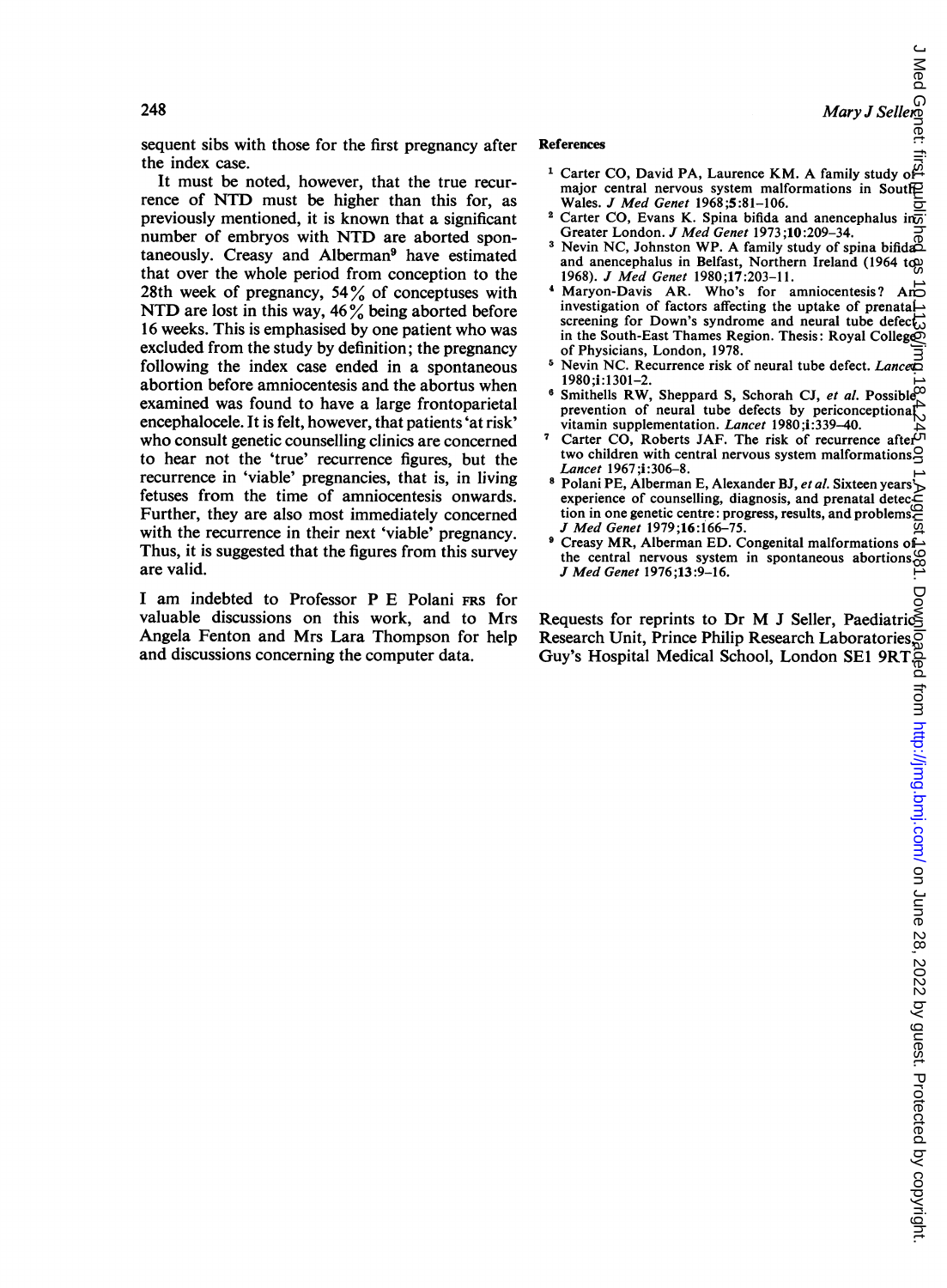sequent sibs with those for the first pregnancy after the index case.

It must be noted, however, that the true recurrence of NTD must be higher than this for, as previously mentioned, it is known that a significant number of embryos with NTD are aborted spontaneously. Creasy and Alberman[9] have estimated that over the whole period from conception to the 28th week of pregnancy, 54% of conceptuses with NTD are lost in this way, 46% being aborted before 16 weeks. This is emphasised by one patient who was excluded from the study by definition; the pregnancy following the index case ended in a spontaneous abortion before amniocentesis and the abortus when examined was found to have a large frontoparietal encephalocele. It is felt, however, that patients 'at risk' who consult genetic counselling clinics are concerned to hear not the 'true' recurrence figures, but the recurrence in 'viable' pregnancies, that is, in living fetuses from the time of amniocentesis onwards. Further, they are also most immediately concerned with the recurrence in their next 'viable' pregnancy. Thus, it is suggested that the figures from this survey are valid.

I am indebted to Professor P E Polani FRS for valuable discussions on this work, and to Mrs Angela Fenton and Mrs Lara Thompson for help and discussions concerning the computer data.

## References

1. Carter CO, David PA, Laurence KM. A family study of major central nervous system malformations in South Wales. *J Med Genet* 1968;**5**:81–106.
2. Carter CO, Evans K. Spina bifida and anencephalus in Greater London. *J Med Genet* 1973;**10**:209–34.
3. Nevin NC, Johnston WP. A family study of spina bifida and anencephalus in Belfast, Northern Ireland (1964 to 1968). *J Med Genet* 1980;**17**:203–11.
4. Maryon-Davis AR. Who's for amniocentesis? An investigation of factors affecting the uptake of prenatal screening for Down's syndrome and neural tube defect in the South-East Thames Region. Thesis: Royal College of Physicians, London, 1978.
5. Nevin NC. Recurrence risk of neural tube defect. *Lancet* 1980;**i**:1301–2.
6. Smithells RW, Sheppard S, Schorah CJ, *et al.* Possible prevention of neural tube defects by periconceptional vitamin supplementation. *Lancet* 1980;**i**:339–40.
7. Carter CO, Roberts JAF. The risk of recurrence after two children with central nervous system malformations. *Lancet* 1967;**i**:306–8.
8. Polani PE, Alberman E, Alexander BJ, *et al.* Sixteen years' experience of counselling, diagnosis, and prenatal detection in one genetic centre: progress, results, and problems. *J Med Genet* 1979;**16**:166–75.
9. Creasy MR, Alberman ED. Congenital malformations of the central nervous system in spontaneous abortions. *J Med Genet* 1976;**13**:9–16.

Requests for reprints to Dr M J Seller, Paediatric Research Unit, Prince Philip Research Laboratories, Guy's Hospital Medical School, London SE1 9RT.